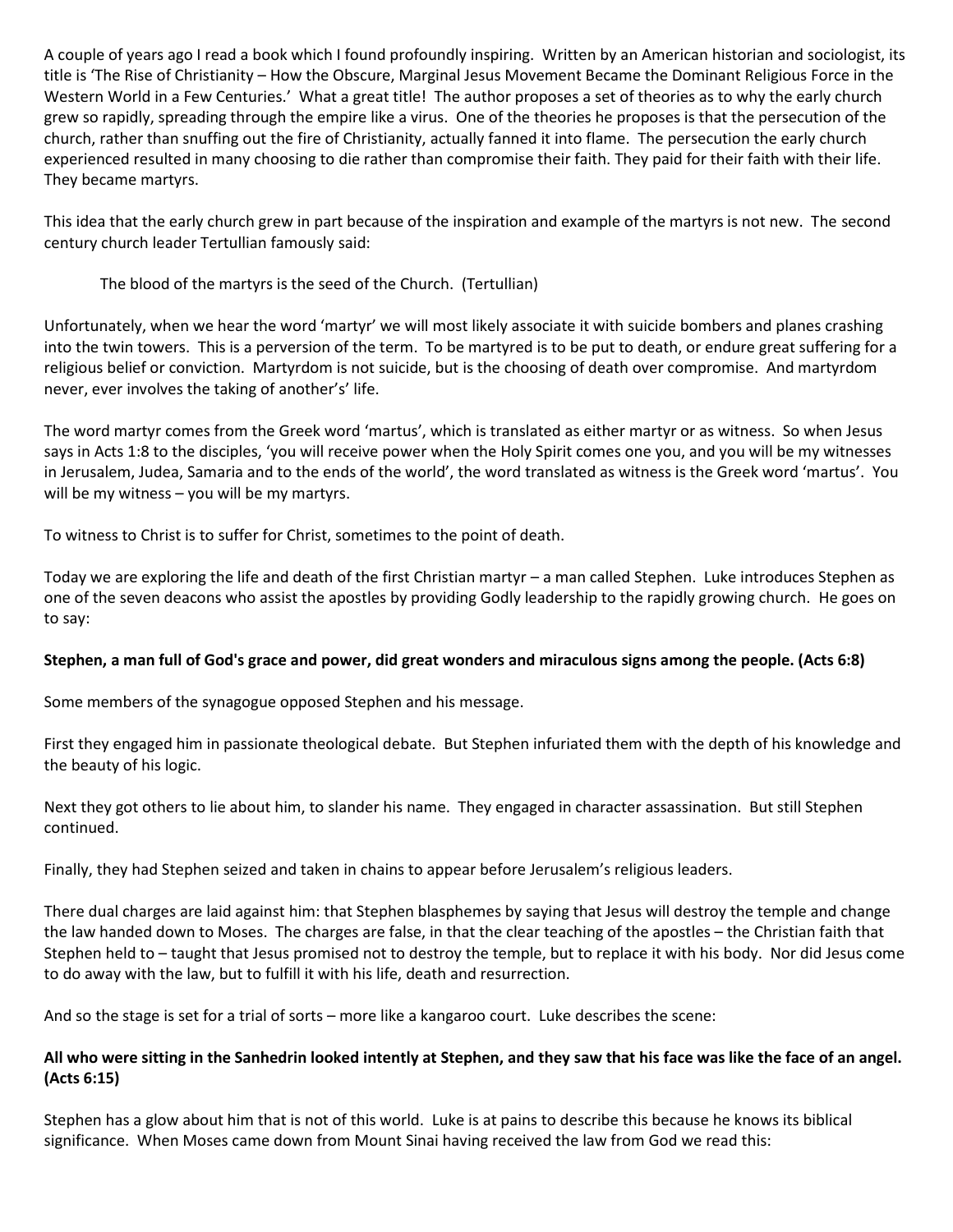A couple of years ago I read a book which I found profoundly inspiring. Written by an American historian and sociologist, its title is 'The Rise of Christianity – How the Obscure, Marginal Jesus Movement Became the Dominant Religious Force in the Western World in a Few Centuries.' What a great title! The author proposes a set of theories as to why the early church grew so rapidly, spreading through the empire like a virus. One of the theories he proposes is that the persecution of the church, rather than snuffing out the fire of Christianity, actually fanned it into flame. The persecution the early church experienced resulted in many choosing to die rather than compromise their faith. They paid for their faith with their life. They became martyrs.

This idea that the early church grew in part because of the inspiration and example of the martyrs is not new. The second century church leader Tertullian famously said:

> The blood of the martyrs is the seed of the Church. (Tertullian)

Unfortunately, when we hear the word 'martyr' we will most likely associate it with suicide bombers and planes crashing into the twin towers. This is a perversion of the term. To be martyred is to be put to death, or endure great suffering for a religious belief or conviction. Martyrdom is not suicide, but is the choosing of death over compromise. And martyrdom never, ever involves the taking of another's' life.

The word martyr comes from the Greek word 'martus', which is translated as either martyr or as witness. So when Jesus says in Acts 1:8 to the disciples, 'you will receive power when the Holy Spirit comes one you, and you will be my witnesses in Jerusalem, Judea, Samaria and to the ends of the world', the word translated as witness is the Greek word 'martus'. You will be my witness – you will be my martyrs.

To witness to Christ is to suffer for Christ, sometimes to the point of death.

Today we are exploring the life and death of the first Christian martyr – a man called Stephen. Luke introduces Stephen as one of the seven deacons who assist the apostles by providing Godly leadership to the rapidly growing church. He goes on to say:

**Stephen, a man full of God's grace and power, did great wonders and miraculous signs among the people. (Acts 6:8)**

Some members of the synagogue opposed Stephen and his message.

First they engaged him in passionate theological debate. But Stephen infuriated them with the depth of his knowledge and the beauty of his logic.

Next they got others to lie about him, to slander his name. They engaged in character assassination. But still Stephen continued.

Finally, they had Stephen seized and taken in chains to appear before Jerusalem's religious leaders.

There dual charges are laid against him: that Stephen blasphemes by saying that Jesus will destroy the temple and change the law handed down to Moses. The charges are false, in that the clear teaching of the apostles – the Christian faith that Stephen held to – taught that Jesus promised not to destroy the temple, but to replace it with his body. Nor did Jesus come to do away with the law, but to fulfill it with his life, death and resurrection.

And so the stage is set for a trial of sorts – more like a kangaroo court. Luke describes the scene:

**All who were sitting in the Sanhedrin looked intently at Stephen, and they saw that his face was like the face of an angel. (Acts 6:15)**

Stephen has a glow about him that is not of this world. Luke is at pains to describe this because he knows its biblical significance. When Moses came down from Mount Sinai having received the law from God we read this: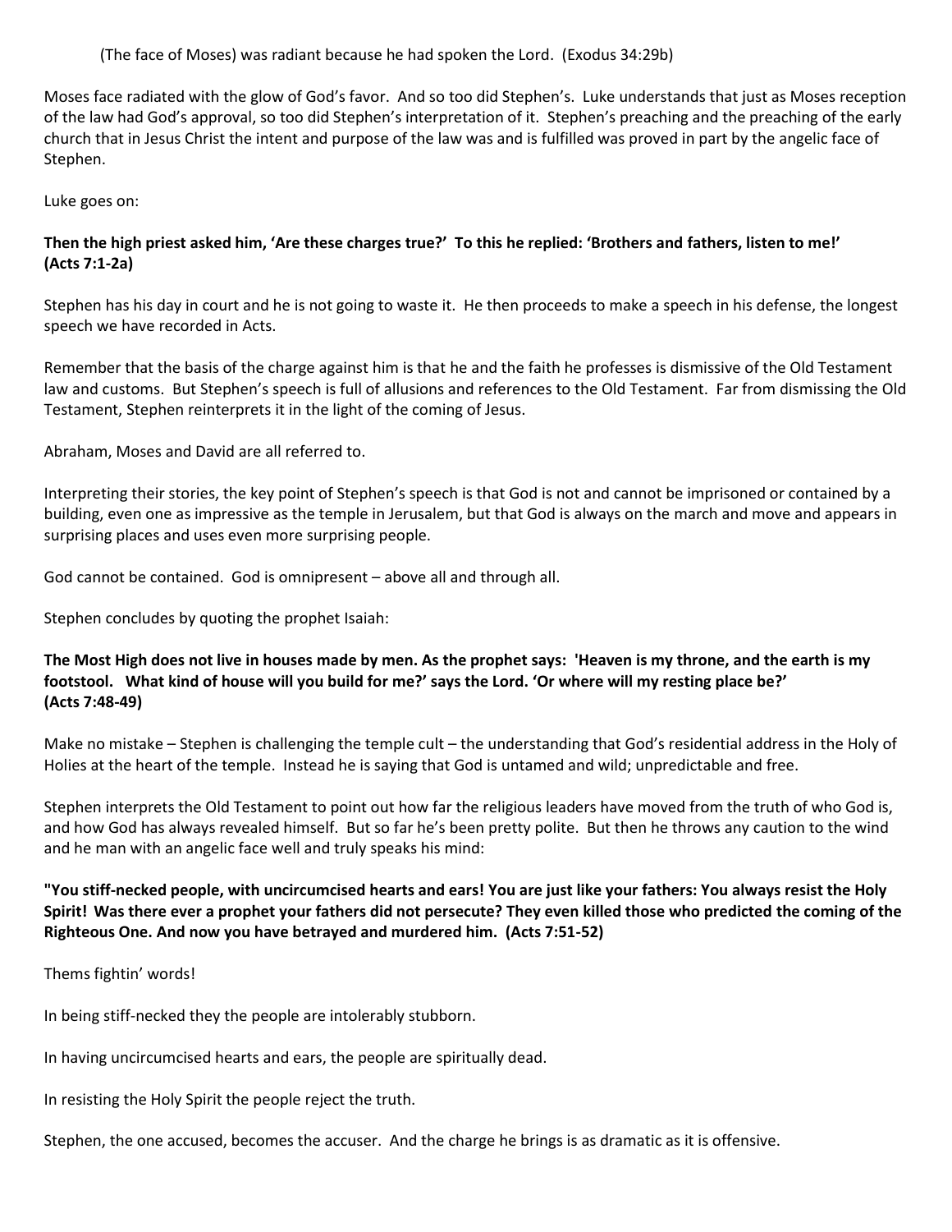(The face of Moses) was radiant because he had spoken the Lord. (Exodus 34:29b)

Moses face radiated with the glow of God's favor. And so too did Stephen's. Luke understands that just as Moses reception of the law had God's approval, so too did Stephen's interpretation of it. Stephen's preaching and the preaching of the early church that in Jesus Christ the intent and purpose of the law was and is fulfilled was proved in part by the angelic face of Stephen.

Luke goes on:

**Then the high priest asked him, 'Are these charges true?' To this he replied: 'Brothers and fathers, listen to me!' (Acts 7:1-2a)**

Stephen has his day in court and he is not going to waste it. He then proceeds to make a speech in his defense, the longest speech we have recorded in Acts.

Remember that the basis of the charge against him is that he and the faith he professes is dismissive of the Old Testament law and customs. But Stephen's speech is full of allusions and references to the Old Testament. Far from dismissing the Old Testament, Stephen reinterprets it in the light of the coming of Jesus.

Abraham, Moses and David are all referred to.

Interpreting their stories, the key point of Stephen's speech is that God is not and cannot be imprisoned or contained by a building, even one as impressive as the temple in Jerusalem, but that God is always on the march and move and appears in surprising places and uses even more surprising people.

God cannot be contained. God is omnipresent – above all and through all.

Stephen concludes by quoting the prophet Isaiah:

**The Most High does not live in houses made by men. As the prophet says: 'Heaven is my throne, and the earth is my footstool. What kind of house will you build for me?' says the Lord. 'Or where will my resting place be?' (Acts 7:48-49)**

Make no mistake – Stephen is challenging the temple cult – the understanding that God's residential address in the Holy of Holies at the heart of the temple. Instead he is saying that God is untamed and wild; unpredictable and free.

Stephen interprets the Old Testament to point out how far the religious leaders have moved from the truth of who God is, and how God has always revealed himself. But so far he's been pretty polite. But then he throws any caution to the wind and he man with an angelic face well and truly speaks his mind:

**"You stiff-necked people, with uncircumcised hearts and ears! You are just like your fathers: You always resist the Holy Spirit! Was there ever a prophet your fathers did not persecute? They even killed those who predicted the coming of the Righteous One. And now you have betrayed and murdered him. (Acts 7:51-52)**

Thems fightin' words!

In being stiff-necked they the people are intolerably stubborn.

In having uncircumcised hearts and ears, the people are spiritually dead.

In resisting the Holy Spirit the people reject the truth.

Stephen, the one accused, becomes the accuser. And the charge he brings is as dramatic as it is offensive.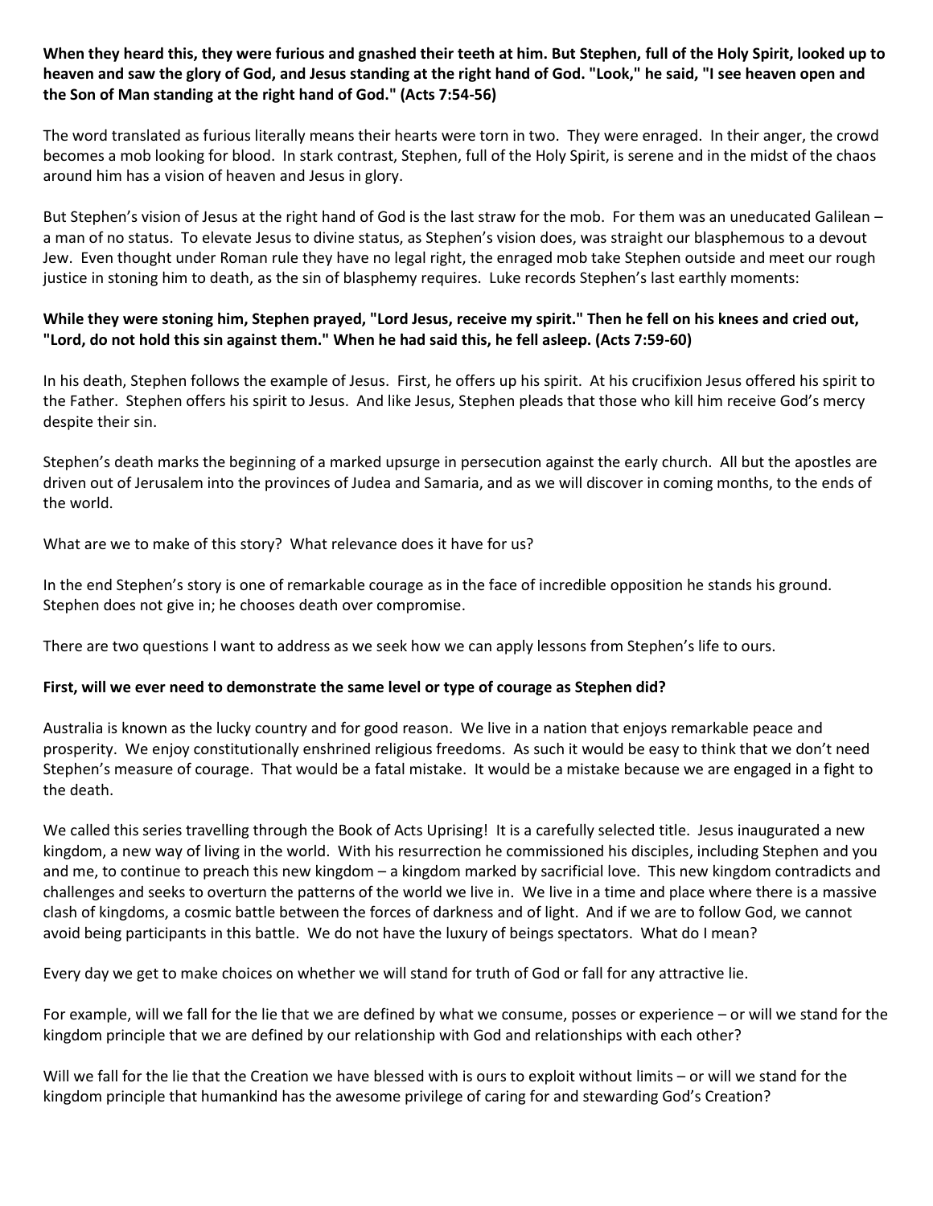**When they heard this, they were furious and gnashed their teeth at him. But Stephen, full of the Holy Spirit, looked up to heaven and saw the glory of God, and Jesus standing at the right hand of God. "Look," he said, "I see heaven open and the Son of Man standing at the right hand of God." (Acts 7:54-56)**

The word translated as furious literally means their hearts were torn in two. They were enraged. In their anger, the crowd becomes a mob looking for blood. In stark contrast, Stephen, full of the Holy Spirit, is serene and in the midst of the chaos around him has a vision of heaven and Jesus in glory.

But Stephen's vision of Jesus at the right hand of God is the last straw for the mob. For them was an uneducated Galilean – a man of no status. To elevate Jesus to divine status, as Stephen's vision does, was straight our blasphemous to a devout Jew. Even thought under Roman rule they have no legal right, the enraged mob take Stephen outside and meet our rough justice in stoning him to death, as the sin of blasphemy requires. Luke records Stephen's last earthly moments:

**While they were stoning him, Stephen prayed, "Lord Jesus, receive my spirit." Then he fell on his knees and cried out, "Lord, do not hold this sin against them." When he had said this, he fell asleep. (Acts 7:59-60)**

In his death, Stephen follows the example of Jesus. First, he offers up his spirit. At his crucifixion Jesus offered his spirit to the Father. Stephen offers his spirit to Jesus. And like Jesus, Stephen pleads that those who kill him receive God's mercy despite their sin.

Stephen's death marks the beginning of a marked upsurge in persecution against the early church. All but the apostles are driven out of Jerusalem into the provinces of Judea and Samaria, and as we will discover in coming months, to the ends of the world.

What are we to make of this story? What relevance does it have for us?

In the end Stephen's story is one of remarkable courage as in the face of incredible opposition he stands his ground. Stephen does not give in; he chooses death over compromise.

There are two questions I want to address as we seek how we can apply lessons from Stephen's life to ours.

**First, will we ever need to demonstrate the same level or type of courage as Stephen did?**

Australia is known as the lucky country and for good reason. We live in a nation that enjoys remarkable peace and prosperity. We enjoy constitutionally enshrined religious freedoms. As such it would be easy to think that we don't need Stephen's measure of courage. That would be a fatal mistake. It would be a mistake because we are engaged in a fight to the death.

We called this series travelling through the Book of Acts Uprising! It is a carefully selected title. Jesus inaugurated a new kingdom, a new way of living in the world. With his resurrection he commissioned his disciples, including Stephen and you and me, to continue to preach this new kingdom – a kingdom marked by sacrificial love. This new kingdom contradicts and challenges and seeks to overturn the patterns of the world we live in. We live in a time and place where there is a massive clash of kingdoms, a cosmic battle between the forces of darkness and of light. And if we are to follow God, we cannot avoid being participants in this battle. We do not have the luxury of beings spectators. What do I mean?

Every day we get to make choices on whether we will stand for truth of God or fall for any attractive lie.

For example, will we fall for the lie that we are defined by what we consume, posses or experience – or will we stand for the kingdom principle that we are defined by our relationship with God and relationships with each other?

Will we fall for the lie that the Creation we have blessed with is ours to exploit without limits – or will we stand for the kingdom principle that humankind has the awesome privilege of caring for and stewarding God's Creation?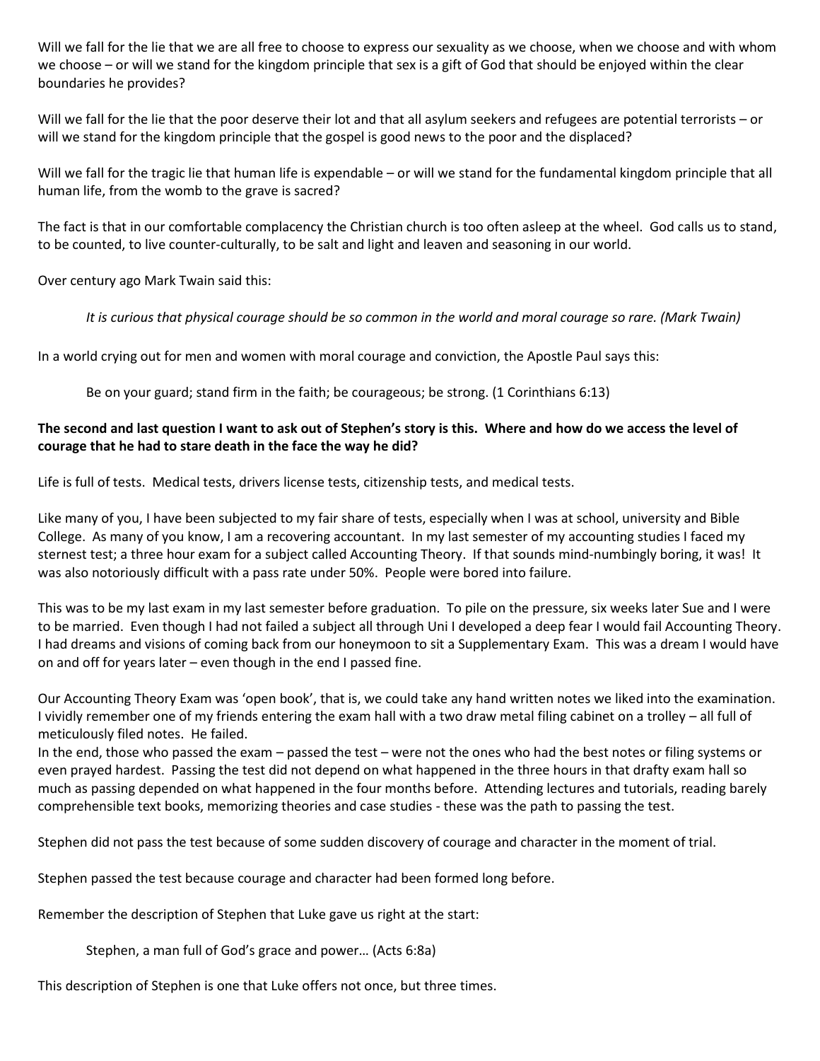Will we fall for the lie that we are all free to choose to express our sexuality as we choose, when we choose and with whom we choose – or will we stand for the kingdom principle that sex is a gift of God that should be enjoyed within the clear boundaries he provides?

Will we fall for the lie that the poor deserve their lot and that all asylum seekers and refugees are potential terrorists – or will we stand for the kingdom principle that the gospel is good news to the poor and the displaced?

Will we fall for the tragic lie that human life is expendable – or will we stand for the fundamental kingdom principle that all human life, from the womb to the grave is sacred?

The fact is that in our comfortable complacency the Christian church is too often asleep at the wheel. God calls us to stand, to be counted, to live counter-culturally, to be salt and light and leaven and seasoning in our world.

Over century ago Mark Twain said this:

> *It is curious that physical courage should be so common in the world and moral courage so rare. (Mark Twain)*

In a world crying out for men and women with moral courage and conviction, the Apostle Paul says this:

> Be on your guard; stand firm in the faith; be courageous; be strong. (1 Corinthians 6:13)

**The second and last question I want to ask out of Stephen's story is this. Where and how do we access the level of courage that he had to stare death in the face the way he did?**

Life is full of tests. Medical tests, drivers license tests, citizenship tests, and medical tests.

Like many of you, I have been subjected to my fair share of tests, especially when I was at school, university and Bible College. As many of you know, I am a recovering accountant. In my last semester of my accounting studies I faced my sternest test; a three hour exam for a subject called Accounting Theory. If that sounds mind-numbingly boring, it was! It was also notoriously difficult with a pass rate under 50%. People were bored into failure.

This was to be my last exam in my last semester before graduation. To pile on the pressure, six weeks later Sue and I were to be married. Even though I had not failed a subject all through Uni I developed a deep fear I would fail Accounting Theory. I had dreams and visions of coming back from our honeymoon to sit a Supplementary Exam. This was a dream I would have on and off for years later – even though in the end I passed fine.

Our Accounting Theory Exam was 'open book', that is, we could take any hand written notes we liked into the examination. I vividly remember one of my friends entering the exam hall with a two draw metal filing cabinet on a trolley – all full of meticulously filed notes. He failed.
In the end, those who passed the exam – passed the test – were not the ones who had the best notes or filing systems or even prayed hardest. Passing the test did not depend on what happened in the three hours in that drafty exam hall so much as passing depended on what happened in the four months before. Attending lectures and tutorials, reading barely comprehensible text books, memorizing theories and case studies - these was the path to passing the test.

Stephen did not pass the test because of some sudden discovery of courage and character in the moment of trial.

Stephen passed the test because courage and character had been formed long before.

Remember the description of Stephen that Luke gave us right at the start:

> Stephen, a man full of God's grace and power… (Acts 6:8a)

This description of Stephen is one that Luke offers not once, but three times.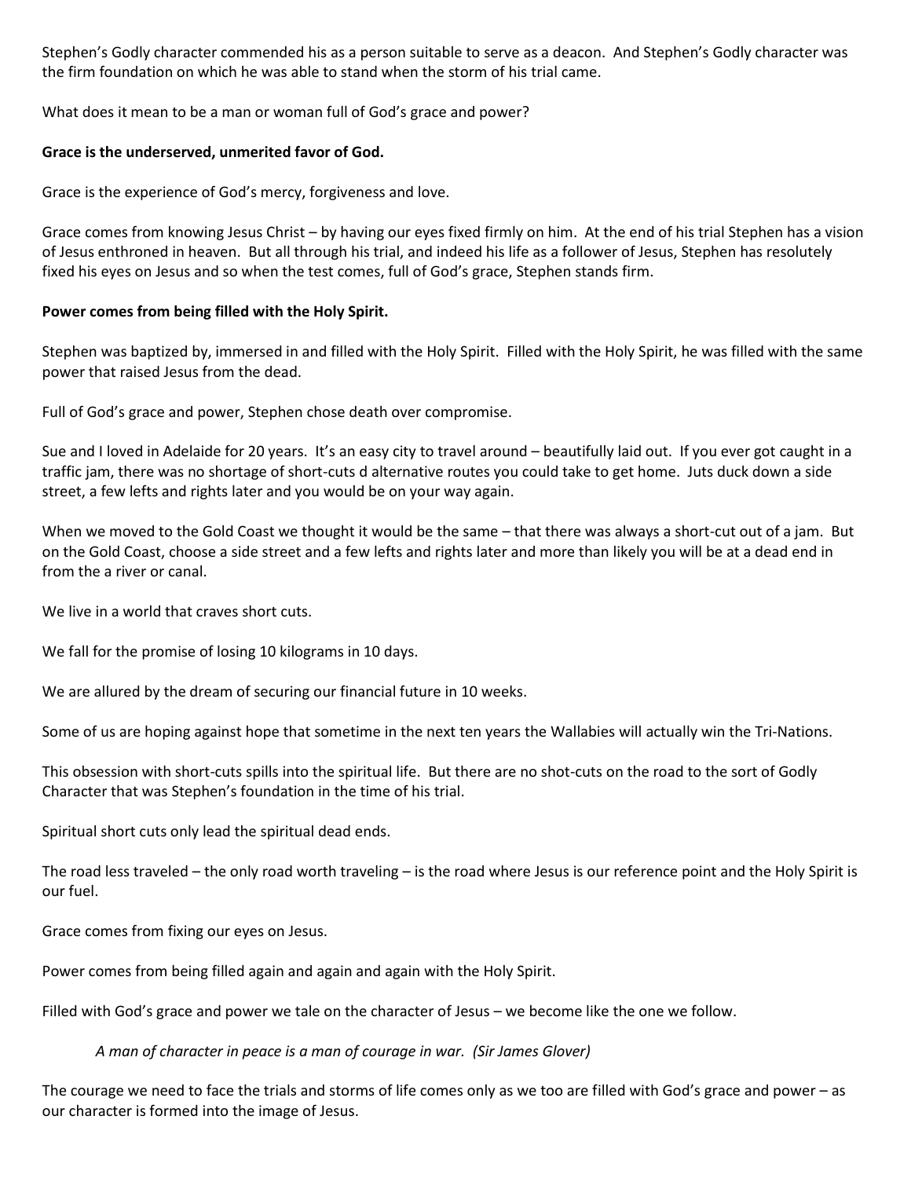Stephen's Godly character commended his as a person suitable to serve as a deacon. And Stephen's Godly character was the firm foundation on which he was able to stand when the storm of his trial came.

What does it mean to be a man or woman full of God's grace and power?

**Grace is the underserved, unmerited favor of God.**

Grace is the experience of God's mercy, forgiveness and love.

Grace comes from knowing Jesus Christ – by having our eyes fixed firmly on him. At the end of his trial Stephen has a vision of Jesus enthroned in heaven. But all through his trial, and indeed his life as a follower of Jesus, Stephen has resolutely fixed his eyes on Jesus and so when the test comes, full of God's grace, Stephen stands firm.

**Power comes from being filled with the Holy Spirit.**

Stephen was baptized by, immersed in and filled with the Holy Spirit. Filled with the Holy Spirit, he was filled with the same power that raised Jesus from the dead.

Full of God's grace and power, Stephen chose death over compromise.

Sue and I loved in Adelaide for 20 years. It's an easy city to travel around – beautifully laid out. If you ever got caught in a traffic jam, there was no shortage of short-cuts d alternative routes you could take to get home. Juts duck down a side street, a few lefts and rights later and you would be on your way again.

When we moved to the Gold Coast we thought it would be the same – that there was always a short-cut out of a jam. But on the Gold Coast, choose a side street and a few lefts and rights later and more than likely you will be at a dead end in from the a river or canal.

We live in a world that craves short cuts.

We fall for the promise of losing 10 kilograms in 10 days.

We are allured by the dream of securing our financial future in 10 weeks.

Some of us are hoping against hope that sometime in the next ten years the Wallabies will actually win the Tri-Nations.

This obsession with short-cuts spills into the spiritual life. But there are no shot-cuts on the road to the sort of Godly Character that was Stephen's foundation in the time of his trial.

Spiritual short cuts only lead the spiritual dead ends.

The road less traveled – the only road worth traveling – is the road where Jesus is our reference point and the Holy Spirit is our fuel.

Grace comes from fixing our eyes on Jesus.

Power comes from being filled again and again and again with the Holy Spirit.

Filled with God's grace and power we tale on the character of Jesus – we become like the one we follow.

> *A man of character in peace is a man of courage in war. (Sir James Glover)*

The courage we need to face the trials and storms of life comes only as we too are filled with God's grace and power – as our character is formed into the image of Jesus.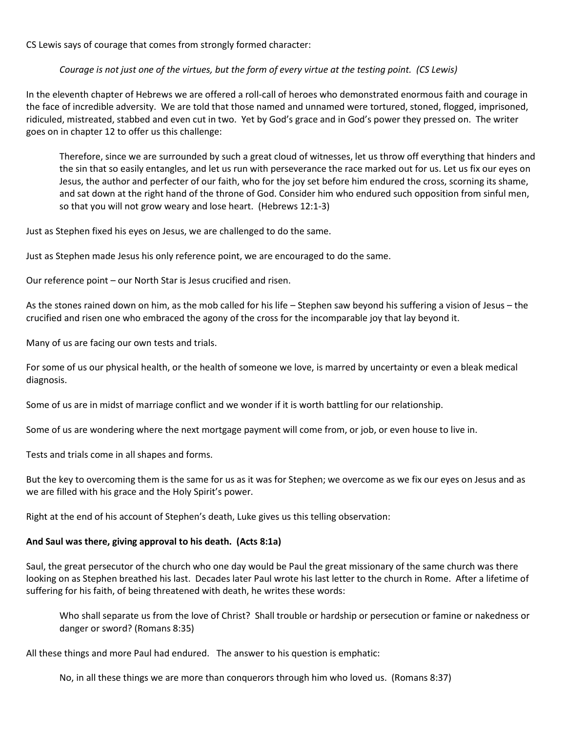CS Lewis says of courage that comes from strongly formed character:

> *Courage is not just one of the virtues, but the form of every virtue at the testing point. (CS Lewis)*

In the eleventh chapter of Hebrews we are offered a roll-call of heroes who demonstrated enormous faith and courage in the face of incredible adversity. We are told that those named and unnamed were tortured, stoned, flogged, imprisoned, ridiculed, mistreated, stabbed and even cut in two. Yet by God's grace and in God's power they pressed on. The writer goes on in chapter 12 to offer us this challenge:

> Therefore, since we are surrounded by such a great cloud of witnesses, let us throw off everything that hinders and the sin that so easily entangles, and let us run with perseverance the race marked out for us. Let us fix our eyes on Jesus, the author and perfecter of our faith, who for the joy set before him endured the cross, scorning its shame, and sat down at the right hand of the throne of God. Consider him who endured such opposition from sinful men, so that you will not grow weary and lose heart. (Hebrews 12:1-3)

Just as Stephen fixed his eyes on Jesus, we are challenged to do the same.

Just as Stephen made Jesus his only reference point, we are encouraged to do the same.

Our reference point – our North Star is Jesus crucified and risen.

As the stones rained down on him, as the mob called for his life – Stephen saw beyond his suffering a vision of Jesus – the crucified and risen one who embraced the agony of the cross for the incomparable joy that lay beyond it.

Many of us are facing our own tests and trials.

For some of us our physical health, or the health of someone we love, is marred by uncertainty or even a bleak medical diagnosis.

Some of us are in midst of marriage conflict and we wonder if it is worth battling for our relationship.

Some of us are wondering where the next mortgage payment will come from, or job, or even house to live in.

Tests and trials come in all shapes and forms.

But the key to overcoming them is the same for us as it was for Stephen; we overcome as we fix our eyes on Jesus and as we are filled with his grace and the Holy Spirit's power.

Right at the end of his account of Stephen's death, Luke gives us this telling observation:

**And Saul was there, giving approval to his death. (Acts 8:1a)**

Saul, the great persecutor of the church who one day would be Paul the great missionary of the same church was there looking on as Stephen breathed his last. Decades later Paul wrote his last letter to the church in Rome. After a lifetime of suffering for his faith, of being threatened with death, he writes these words:

> Who shall separate us from the love of Christ? Shall trouble or hardship or persecution or famine or nakedness or danger or sword? (Romans 8:35)

All these things and more Paul had endured. The answer to his question is emphatic:

> No, in all these things we are more than conquerors through him who loved us. (Romans 8:37)